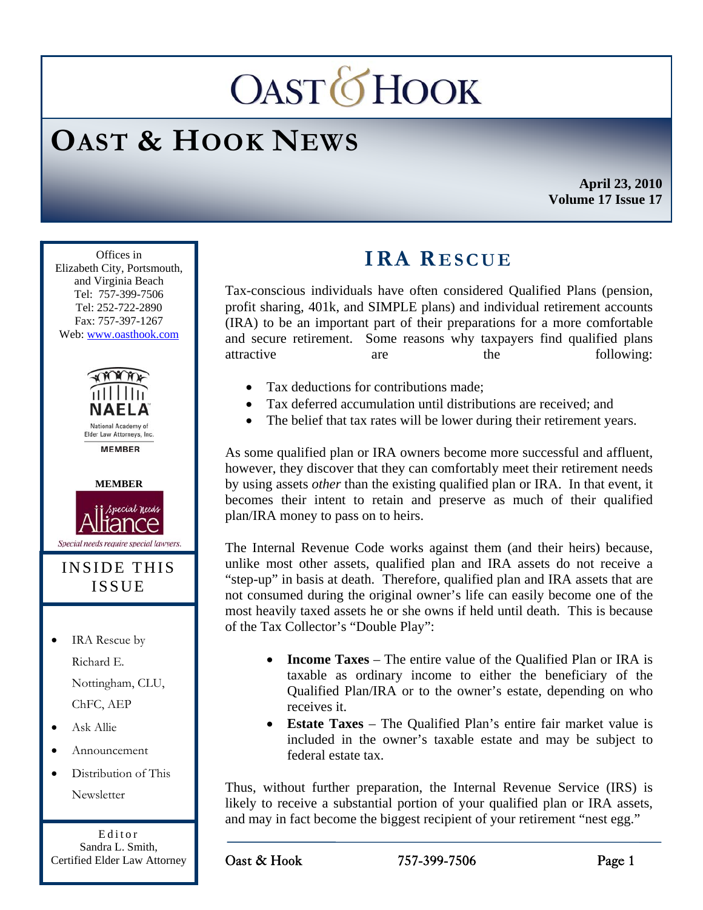# OAST & HOOK NEWS

**April 23, 2010**
**Volume 17 Issue 17**

Offices in
Elizabeth City, Portsmouth, and Virginia Beach
Tel: 757-399-7506
Tel: 252-722-2890
Fax: 757-397-1267
Web: www.oasthook.com

NAELA National Academy of Elder Law Attorneys, Inc. MEMBER

MEMBER
Special Needs Alliance
Special needs require special lawyers.

## INSIDE THIS ISSUE

- IRA Rescue by Richard E. Nottingham, CLU, ChFC, AEP
- Ask Allie
- Announcement
- Distribution of This Newsletter

Editor
Sandra L. Smith,
Certified Elder Law Attorney

## IRA RESCUE

Tax-conscious individuals have often considered Qualified Plans (pension, profit sharing, 401k, and SIMPLE plans) and individual retirement accounts (IRA) to be an important part of their preparations for a more comfortable and secure retirement. Some reasons why taxpayers find qualified plans attractive are the following:

- Tax deductions for contributions made;
- Tax deferred accumulation until distributions are received; and
- The belief that tax rates will be lower during their retirement years.

As some qualified plan or IRA owners become more successful and affluent, however, they discover that they can comfortably meet their retirement needs by using assets *other* than the existing qualified plan or IRA. In that event, it becomes their intent to retain and preserve as much of their qualified plan/IRA money to pass on to heirs.

The Internal Revenue Code works against them (and their heirs) because, unlike most other assets, qualified plan and IRA assets do not receive a "step-up" in basis at death. Therefore, qualified plan and IRA assets that are not consumed during the original owner's life can easily become one of the most heavily taxed assets he or she owns if held until death. This is because of the Tax Collector's "Double Play":

- **Income Taxes** – The entire value of the Qualified Plan or IRA is taxable as ordinary income to either the beneficiary of the Qualified Plan/IRA or to the owner's estate, depending on who receives it.
- **Estate Taxes** – The Qualified Plan's entire fair market value is included in the owner's taxable estate and may be subject to federal estate tax.

Thus, without further preparation, the Internal Revenue Service (IRS) is likely to receive a substantial portion of your qualified plan or IRA assets, and may in fact become the biggest recipient of your retirement "nest egg."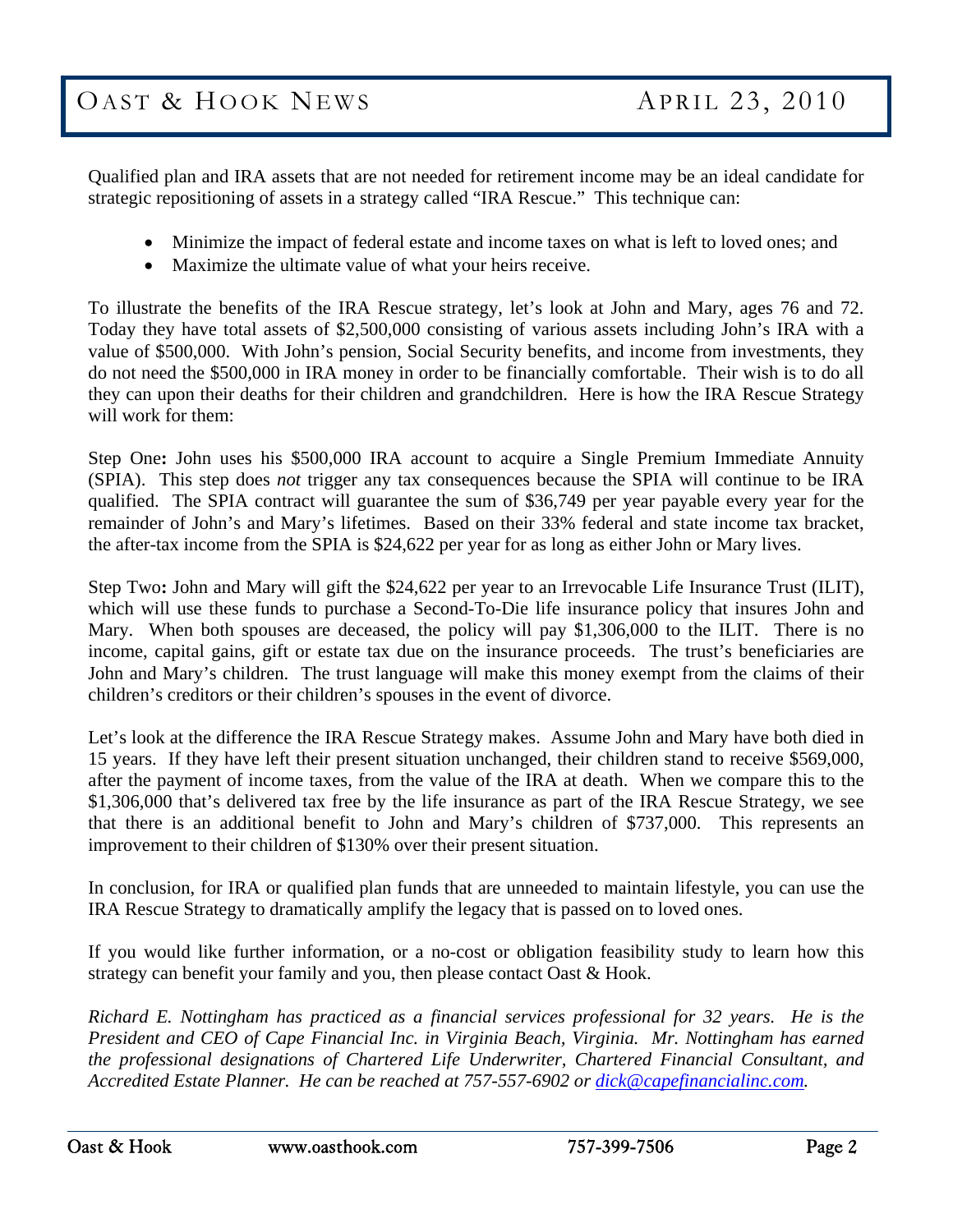Qualified plan and IRA assets that are not needed for retirement income may be an ideal candidate for strategic repositioning of assets in a strategy called "IRA Rescue." This technique can:

- Minimize the impact of federal estate and income taxes on what is left to loved ones; and
- Maximize the ultimate value of what your heirs receive.

To illustrate the benefits of the IRA Rescue strategy, let's look at John and Mary, ages 76 and 72. Today they have total assets of $2,500,000 consisting of various assets including John's IRA with a value of $500,000. With John's pension, Social Security benefits, and income from investments, they do not need the $500,000 in IRA money in order to be financially comfortable. Their wish is to do all they can upon their deaths for their children and grandchildren. Here is how the IRA Rescue Strategy will work for them:

Step One**:** John uses his $500,000 IRA account to acquire a Single Premium Immediate Annuity (SPIA). This step does *not* trigger any tax consequences because the SPIA will continue to be IRA qualified. The SPIA contract will guarantee the sum of $36,749 per year payable every year for the remainder of John's and Mary's lifetimes. Based on their 33% federal and state income tax bracket, the after-tax income from the SPIA is $24,622 per year for as long as either John or Mary lives.

Step Two**:** John and Mary will gift the $24,622 per year to an Irrevocable Life Insurance Trust (ILIT), which will use these funds to purchase a Second-To-Die life insurance policy that insures John and Mary. When both spouses are deceased, the policy will pay $1,306,000 to the ILIT. There is no income, capital gains, gift or estate tax due on the insurance proceeds. The trust's beneficiaries are John and Mary's children. The trust language will make this money exempt from the claims of their children's creditors or their children's spouses in the event of divorce.

Let's look at the difference the IRA Rescue Strategy makes. Assume John and Mary have both died in 15 years. If they have left their present situation unchanged, their children stand to receive $569,000, after the payment of income taxes, from the value of the IRA at death. When we compare this to the $1,306,000 that's delivered tax free by the life insurance as part of the IRA Rescue Strategy, we see that there is an additional benefit to John and Mary's children of $737,000. This represents an improvement to their children of $130% over their present situation.

In conclusion, for IRA or qualified plan funds that are unneeded to maintain lifestyle, you can use the IRA Rescue Strategy to dramatically amplify the legacy that is passed on to loved ones.

If you would like further information, or a no-cost or obligation feasibility study to learn how this strategy can benefit your family and you, then please contact Oast & Hook.

*Richard E. Nottingham has practiced as a financial services professional for 32 years. He is the President and CEO of Cape Financial Inc. in Virginia Beach, Virginia. Mr. Nottingham has earned the professional designations of Chartered Life Underwriter, Chartered Financial Consultant, and Accredited Estate Planner. He can be reached at 757-557-6902 or [dick@capefinancialinc.com](mailto:dick@capefinancialinc.com).*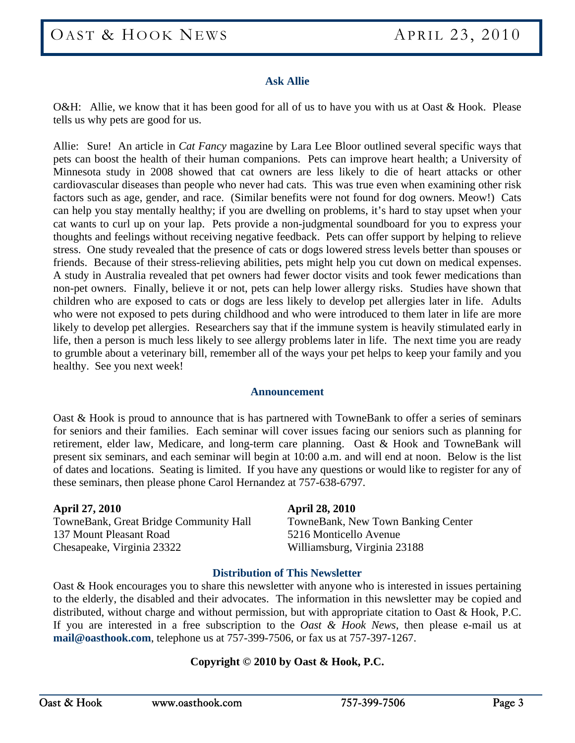## Ask Allie

O&H: Allie, we know that it has been good for all of us to have you with us at Oast & Hook. Please tells us why pets are good for us.

Allie: Sure! An article in *Cat Fancy* magazine by Lara Lee Bloor outlined several specific ways that pets can boost the health of their human companions. Pets can improve heart health; a University of Minnesota study in 2008 showed that cat owners are less likely to die of heart attacks or other cardiovascular diseases than people who never had cats. This was true even when examining other risk factors such as age, gender, and race. (Similar benefits were not found for dog owners. Meow!) Cats can help you stay mentally healthy; if you are dwelling on problems, it's hard to stay upset when your cat wants to curl up on your lap. Pets provide a non-judgmental soundboard for you to express your thoughts and feelings without receiving negative feedback. Pets can offer support by helping to relieve stress. One study revealed that the presence of cats or dogs lowered stress levels better than spouses or friends. Because of their stress-relieving abilities, pets might help you cut down on medical expenses. A study in Australia revealed that pet owners had fewer doctor visits and took fewer medications than non-pet owners. Finally, believe it or not, pets can help lower allergy risks. Studies have shown that children who are exposed to cats or dogs are less likely to develop pet allergies later in life. Adults who were not exposed to pets during childhood and who were introduced to them later in life are more likely to develop pet allergies. Researchers say that if the immune system is heavily stimulated early in life, then a person is much less likely to see allergy problems later in life. The next time you are ready to grumble about a veterinary bill, remember all of the ways your pet helps to keep your family and you healthy. See you next week!

## Announcement

Oast & Hook is proud to announce that is has partnered with TowneBank to offer a series of seminars for seniors and their families. Each seminar will cover issues facing our seniors such as planning for retirement, elder law, Medicare, and long-term care planning. Oast & Hook and TowneBank will present six seminars, and each seminar will begin at 10:00 a.m. and will end at noon. Below is the list of dates and locations. Seating is limited. If you have any questions or would like to register for any of these seminars, then please phone Carol Hernandez at 757-638-6797.

**April 27, 2010**
TowneBank, Great Bridge Community Hall
137 Mount Pleasant Road
Chesapeake, Virginia 23322

**April 28, 2010**
TowneBank, New Town Banking Center
5216 Monticello Avenue
Williamsburg, Virginia 23188

## Distribution of This Newsletter

Oast & Hook encourages you to share this newsletter with anyone who is interested in issues pertaining to the elderly, the disabled and their advocates. The information in this newsletter may be copied and distributed, without charge and without permission, but with appropriate citation to Oast & Hook, P.C. If you are interested in a free subscription to the *Oast & Hook News*, then please e-mail us at **mail@oasthook.com**, telephone us at 757-399-7506, or fax us at 757-397-1267.

**Copyright © 2010 by Oast & Hook, P.C.**